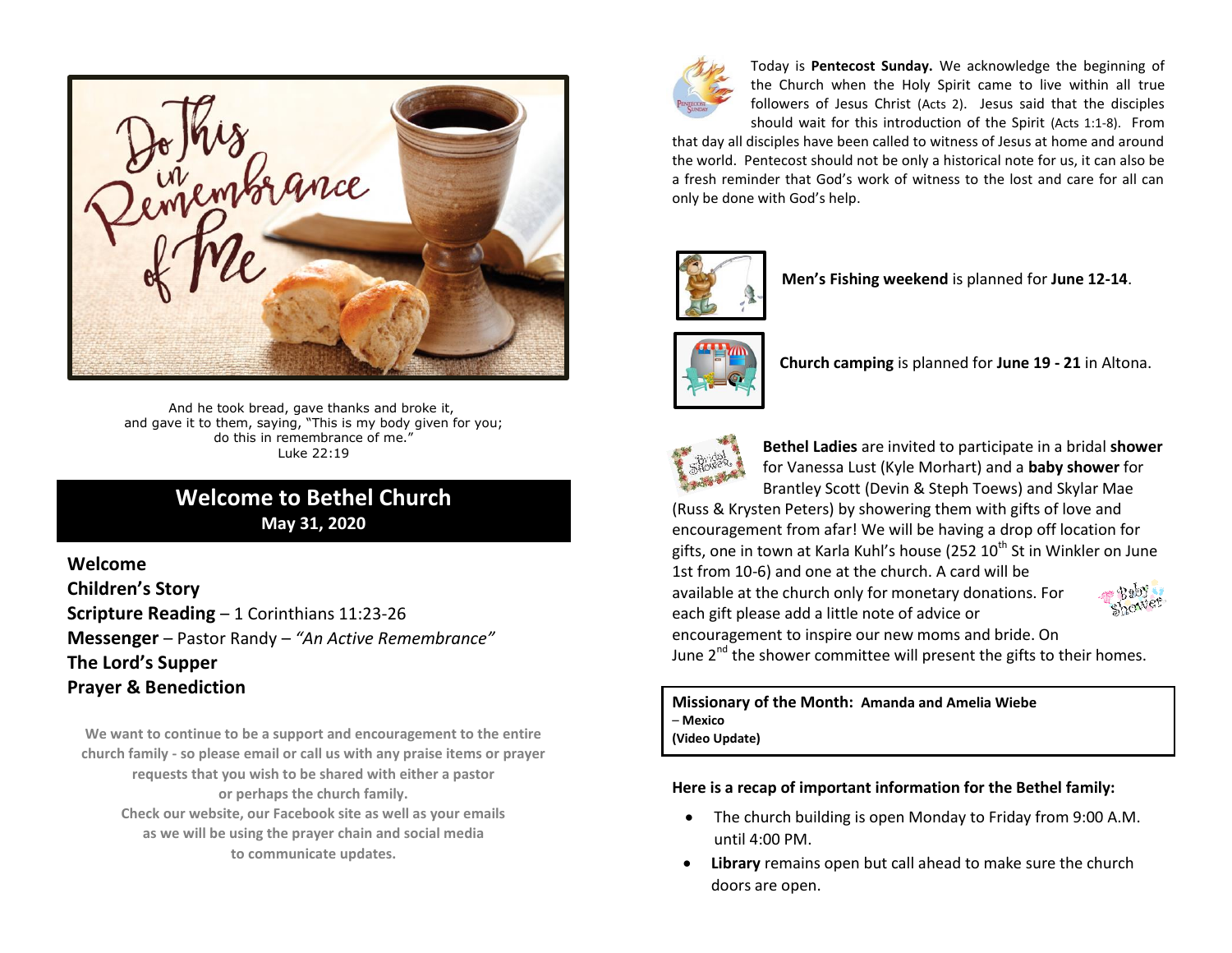And he took bread, gave thanks and broke it,
and gave it to them, saying, "This is my body given for you;
do this in remembrance of me."
Luke 22:19

# Welcome to Bethel Church

**May 31, 2020**

**Welcome**

**Children's Story**

**Scripture Reading** – 1 Corinthians 11:23-26

**Messenger** – Pastor Randy – *"An Active Remembrance"*

**The Lord's Supper**

**Prayer & Benediction**

**We want to continue to be a support and encouragement to the entire church family - so please email or call us with any praise items or prayer requests that you wish to be shared with either a pastor or perhaps the church family.**
**Check our website, our Facebook site as well as your emails as we will be using the prayer chain and social media to communicate updates.**

Today is **Pentecost Sunday.** We acknowledge the beginning of the Church when the Holy Spirit came to live within all true followers of Jesus Christ (Acts 2). Jesus said that the disciples should wait for this introduction of the Spirit (Acts 1:1-8). From that day all disciples have been called to witness of Jesus at home and around the world. Pentecost should not be only a historical note for us, it can also be a fresh reminder that God's work of witness to the lost and care for all can only be done with God's help.

**Men's Fishing weekend** is planned for **June 12-14**.

**Church camping** is planned for **June 19 - 21** in Altona.

**Bethel Ladies** are invited to participate in a bridal **shower** for Vanessa Lust (Kyle Morhart) and a **baby shower** for Brantley Scott (Devin & Steph Toews) and Skylar Mae (Russ & Krysten Peters) by showering them with gifts of love and encouragement from afar! We will be having a drop off location for gifts, one in town at Karla Kuhl's house (252 10th St in Winkler on June 1st from 10-6) and one at the church. A card will be available at the church only for monetary donations. For each gift please add a little note of advice or encouragement to inspire our new moms and bride. On June 2nd the shower committee will present the gifts to their homes.

**Missionary of the Month: Amanda and Amelia Wiebe**
**– Mexico**
**(Video Update)**

**Here is a recap of important information for the Bethel family:**

- The church building is open Monday to Friday from 9:00 A.M. until 4:00 PM.
- **Library** remains open but call ahead to make sure the church doors are open.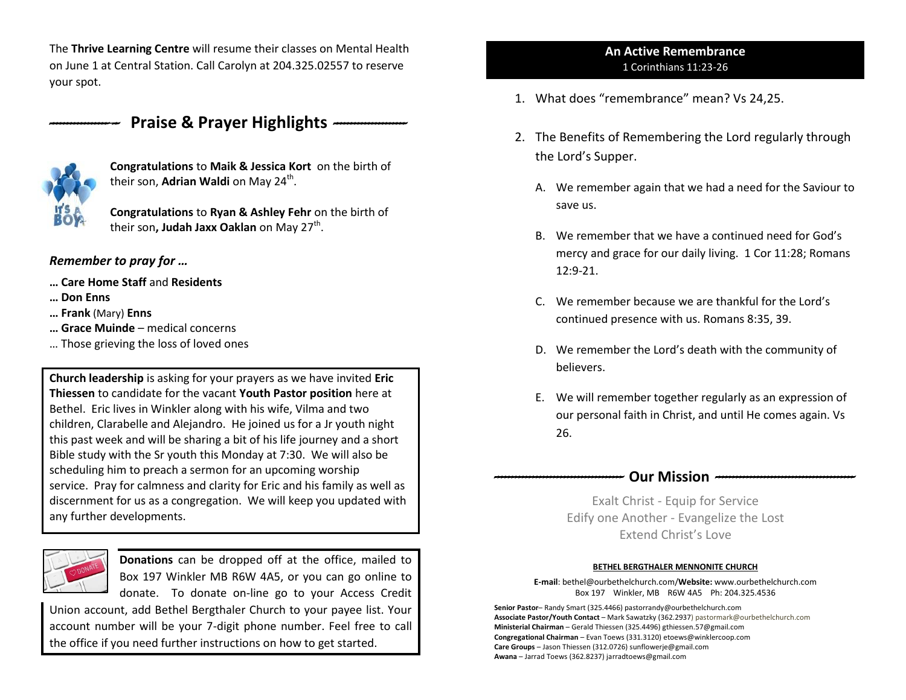The **Thrive Learning Centre** will resume their classes on Mental Health on June 1 at Central Station. Call Carolyn at 204.325.02557 to reserve your spot.

## Praise & Prayer Highlights

**Congratulations** to **Maik & Jessica Kort** on the birth of their son, **Adrian Waldi** on May 24th.

**Congratulations** to **Ryan & Ashley Fehr** on the birth of their son**, Judah Jaxx Oaklan** on May 27th.

***Remember to pray for …***

**… Care Home Staff** and **Residents**
**… Don Enns**
**… Frank** (Mary) **Enns**
**… Grace Muinde** – medical concerns
… Those grieving the loss of loved ones

**Church leadership** is asking for your prayers as we have invited **Eric Thiessen** to candidate for the vacant **Youth Pastor position** here at Bethel. Eric lives in Winkler along with his wife, Vilma and two children, Clarabelle and Alejandro. He joined us for a Jr youth night this past week and will be sharing a bit of his life journey and a short Bible study with the Sr youth this Monday at 7:30. We will also be scheduling him to preach a sermon for an upcoming worship service. Pray for calmness and clarity for Eric and his family as well as discernment for us as a congregation. We will keep you updated with any further developments.

**Donations** can be dropped off at the office, mailed to Box 197 Winkler MB R6W 4A5, or you can go online to donate. To donate on-line go to your Access Credit Union account, add Bethel Bergthaler Church to your payee list. Your account number will be your 7-digit phone number. Feel free to call the office if you need further instructions on how to get started.

## An Active Remembrance
1 Corinthians 11:23-26

1. What does "remembrance" mean? Vs 24,25.
2. The Benefits of Remembering the Lord regularly through the Lord's Supper.
   A. We remember again that we had a need for the Saviour to save us.
   B. We remember that we have a continued need for God's mercy and grace for our daily living. 1 Cor 11:28; Romans 12:9-21.
   C. We remember because we are thankful for the Lord's continued presence with us. Romans 8:35, 39.
   D. We remember the Lord's death with the community of believers.
   E. We will remember together regularly as an expression of our personal faith in Christ, and until He comes again. Vs 26.

## Our Mission

Exalt Christ - Equip for Service
Edify one Another - Evangelize the Lost
Extend Christ's Love

**BETHEL BERGTHALER MENNONITE CHURCH**

**E-mail**: bethel@ourbethelchurch.com/**Website:** www.ourbethelchurch.com
Box 197 Winkler, MB R6W 4A5 Ph: 204.325.4536

**Senior Pastor**– Randy Smart (325.4466) pastorrandy@ourbethelchurch.com
**Associate Pastor/Youth Contact** – Mark Sawatzky (362.2937) pastormark@ourbethelchurch.com
**Ministerial Chairman** – Gerald Thiessen (325.4496) gthiessen.57@gmail.com
**Congregational Chairman** – Evan Toews (331.3120) etoews@winklercoop.com
**Care Groups** – Jason Thiessen (312.0726) sunflowerje@gmail.com
**Awana** – Jarrad Toews (362.8237) jarradtoews@gmail.com